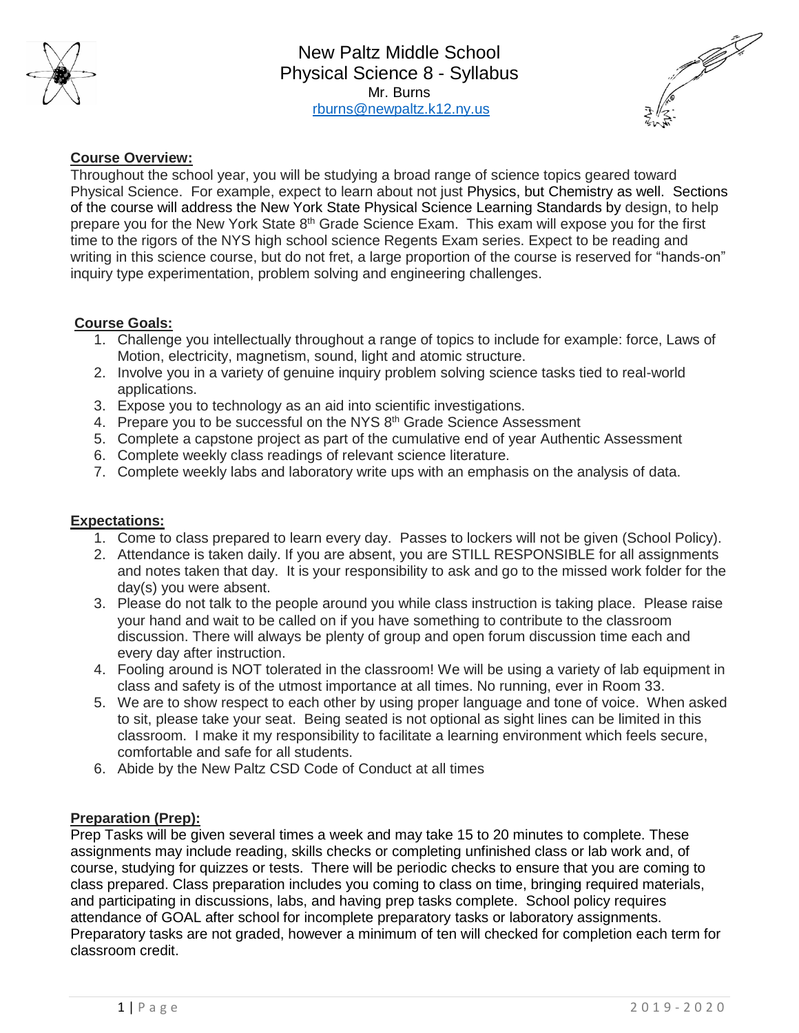# New Paltz Middle School
## Physical Science 8 - Syllabus

Mr. Burns
rburns@newpaltz.k12.ny.us

**Course Overview:**

Throughout the school year, you will be studying a broad range of science topics geared toward Physical Science. For example, expect to learn about not just Physics, but Chemistry as well. Sections of the course will address the New York State Physical Science Learning Standards by design, to help prepare you for the New York State 8th Grade Science Exam. This exam will expose you for the first time to the rigors of the NYS high school science Regents Exam series. Expect to be reading and writing in this science course, but do not fret, a large proportion of the course is reserved for "hands-on" inquiry type experimentation, problem solving and engineering challenges.

**Course Goals:**

1. Challenge you intellectually throughout a range of topics to include for example: force, Laws of Motion, electricity, magnetism, sound, light and atomic structure.
2. Involve you in a variety of genuine inquiry problem solving science tasks tied to real-world applications.
3. Expose you to technology as an aid into scientific investigations.
4. Prepare you to be successful on the NYS 8th Grade Science Assessment
5. Complete a capstone project as part of the cumulative end of year Authentic Assessment
6. Complete weekly class readings of relevant science literature.
7. Complete weekly labs and laboratory write ups with an emphasis on the analysis of data.

**Expectations:**

1. Come to class prepared to learn every day. Passes to lockers will not be given (School Policy).
2. Attendance is taken daily. If you are absent, you are STILL RESPONSIBLE for all assignments and notes taken that day. It is your responsibility to ask and go to the missed work folder for the day(s) you were absent.
3. Please do not talk to the people around you while class instruction is taking place. Please raise your hand and wait to be called on if you have something to contribute to the classroom discussion. There will always be plenty of group and open forum discussion time each and every day after instruction.
4. Fooling around is NOT tolerated in the classroom! We will be using a variety of lab equipment in class and safety is of the utmost importance at all times. No running, ever in Room 33.
5. We are to show respect to each other by using proper language and tone of voice. When asked to sit, please take your seat. Being seated is not optional as sight lines can be limited in this classroom. I make it my responsibility to facilitate a learning environment which feels secure, comfortable and safe for all students.
6. Abide by the New Paltz CSD Code of Conduct at all times

**Preparation (Prep):**

Prep Tasks will be given several times a week and may take 15 to 20 minutes to complete. These assignments may include reading, skills checks or completing unfinished class or lab work and, of course, studying for quizzes or tests. There will be periodic checks to ensure that you are coming to class prepared. Class preparation includes you coming to class on time, bringing required materials, and participating in discussions, labs, and having prep tasks complete. School policy requires attendance of GOAL after school for incomplete preparatory tasks or laboratory assignments. Preparatory tasks are not graded, however a minimum of ten will checked for completion each term for classroom credit.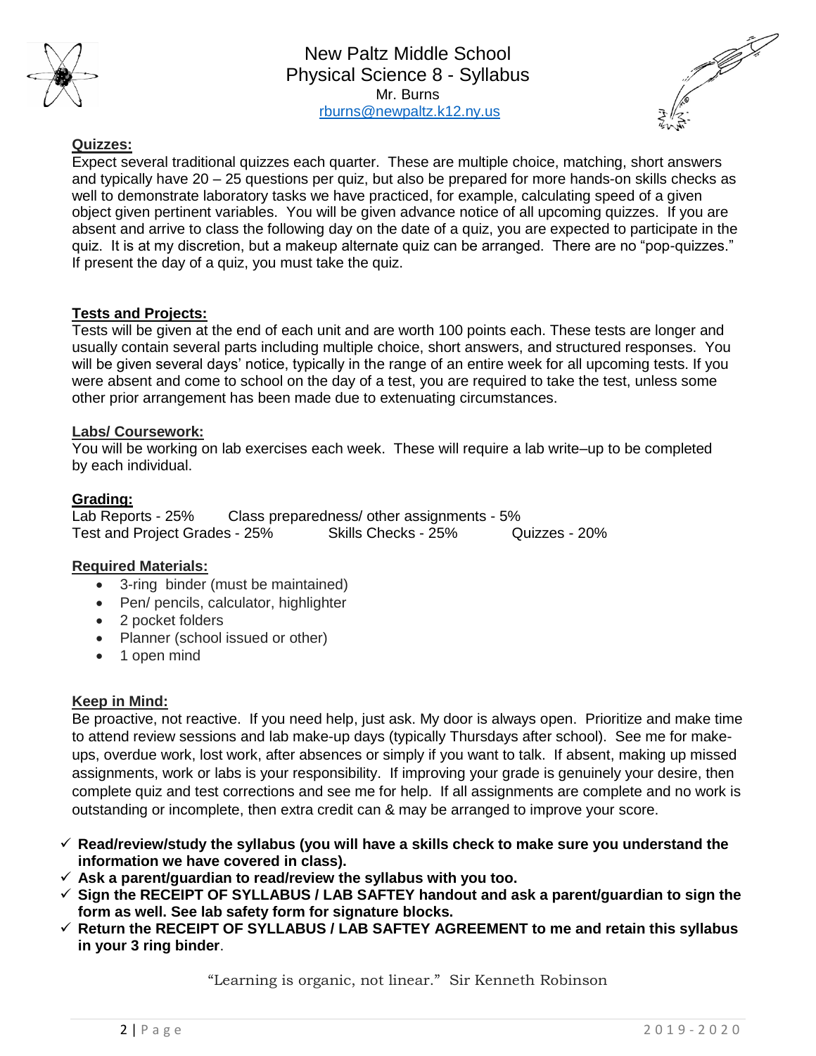New Paltz Middle School
Physical Science 8 - Syllabus
Mr. Burns
rburns@newpaltz.k12.ny.us

**Quizzes:**
Expect several traditional quizzes each quarter. These are multiple choice, matching, short answers and typically have 20 – 25 questions per quiz, but also be prepared for more hands-on skills checks as well to demonstrate laboratory tasks we have practiced, for example, calculating speed of a given object given pertinent variables. You will be given advance notice of all upcoming quizzes. If you are absent and arrive to class the following day on the date of a quiz, you are expected to participate in the quiz. It is at my discretion, but a makeup alternate quiz can be arranged. There are no "pop-quizzes." If present the day of a quiz, you must take the quiz.

**Tests and Projects:**
Tests will be given at the end of each unit and are worth 100 points each. These tests are longer and usually contain several parts including multiple choice, short answers, and structured responses. You will be given several days' notice, typically in the range of an entire week for all upcoming tests. If you were absent and come to school on the day of a test, you are required to take the test, unless some other prior arrangement has been made due to extenuating circumstances.

**Labs/ Coursework:**
You will be working on lab exercises each week. These will require a lab write–up to be completed by each individual.

**Grading:**
Lab Reports - 25%  Class preparedness/ other assignments - 5%
Test and Project Grades - 25%  Skills Checks - 25%  Quizzes - 20%

**Required Materials:**

- 3-ring binder (must be maintained)
- Pen/ pencils, calculator, highlighter
- 2 pocket folders
- Planner (school issued or other)
- 1 open mind

**Keep in Mind:**
Be proactive, not reactive. If you need help, just ask. My door is always open. Prioritize and make time to attend review sessions and lab make-up days (typically Thursdays after school). See me for make-ups, overdue work, lost work, after absences or simply if you want to talk. If absent, making up missed assignments, work or labs is your responsibility. If improving your grade is genuinely your desire, then complete quiz and test corrections and see me for help. If all assignments are complete and no work is outstanding or incomplete, then extra credit can & may be arranged to improve your score.

- ✓ **Read/review/study the syllabus (you will have a skills check to make sure you understand the information we have covered in class).**
- ✓ **Ask a parent/guardian to read/review the syllabus with you too.**
- ✓ **Sign the RECEIPT OF SYLLABUS / LAB SAFTEY handout and ask a parent/guardian to sign the form as well. See lab safety form for signature blocks.**
- ✓ **Return the RECEIPT OF SYLLABUS / LAB SAFTEY AGREEMENT to me and retain this syllabus in your 3 ring binder**.

"Learning is organic, not linear." Sir Kenneth Robinson